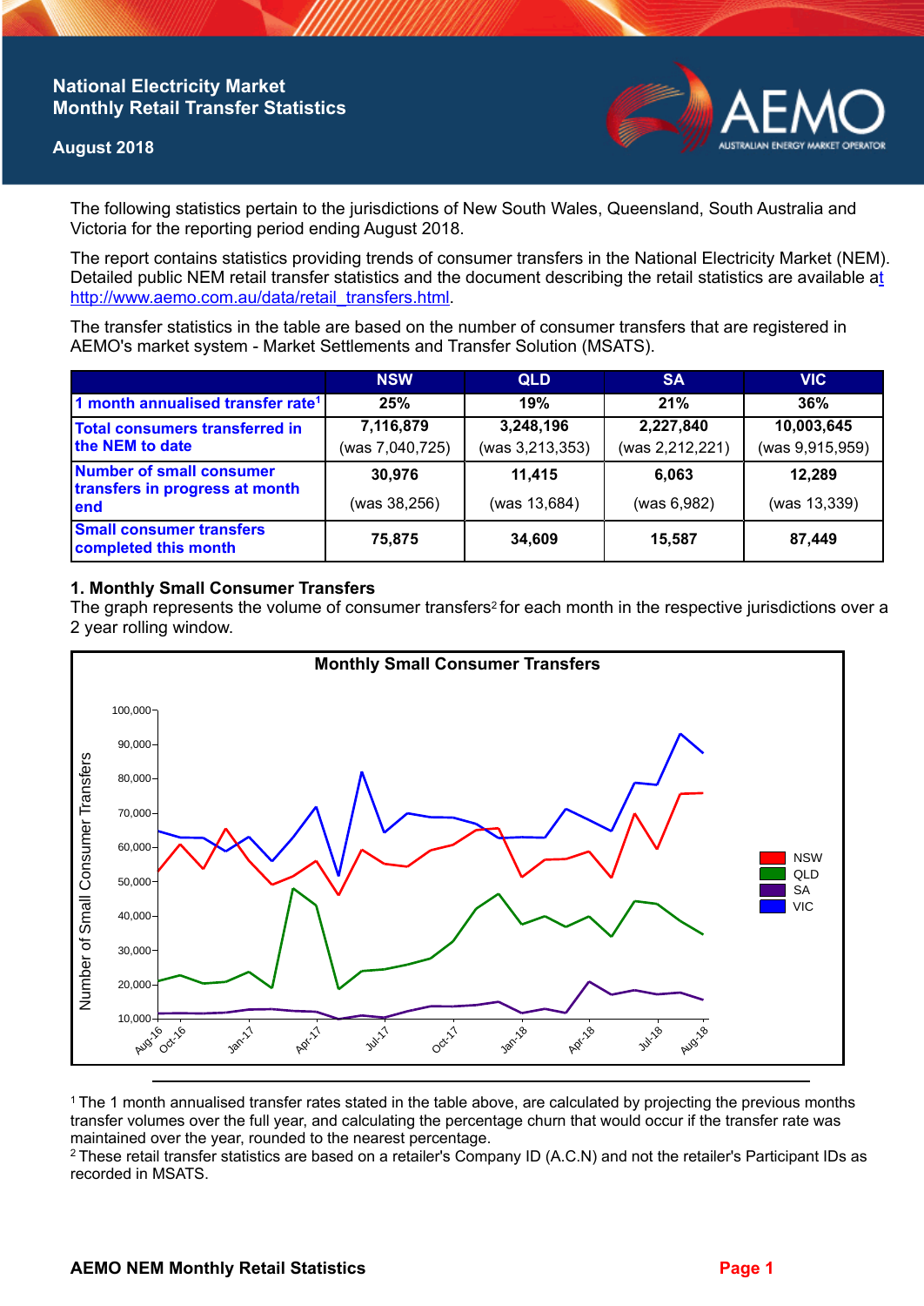# National Electricity Market Monthly Retail Transfer Statistics

**August 2018**

The following statistics pertain to the jurisdictions of New South Wales, Queensland, South Australia and Victoria for the reporting period ending August 2018.

The report contains statistics providing trends of consumer transfers in the National Electricity Market (NEM). Detailed public NEM retail transfer statistics and the document describing the retail statistics are available at http://www.aemo.com.au/data/retail_transfers.html.

The transfer statistics in the table are based on the number of consumer transfers that are registered in AEMO's market system - Market Settlements and Transfer Solution (MSATS).

| | NSW | QLD | SA | VIC |
|---|---|---|---|---|
| **1 month annualised transfer rate[1]** | **25%** | **19%** | **21%** | **36%** |
| **Total consumers transferred in the NEM to date** | **7,116,879** (was 7,040,725) | **3,248,196** (was 3,213,353) | **2,227,840** (was 2,212,221) | **10,003,645** (was 9,915,959) |
| **Number of small consumer transfers in progress at month end** | **30,976** (was 38,256) | **11,415** (was 13,684) | **6,063** (was 6,982) | **12,289** (was 13,339) |
| **Small consumer transfers completed this month** | **75,875** | **34,609** | **15,587** | **87,449** |

## 1. Monthly Small Consumer Transfers

The graph represents the volume of consumer transfers[2] for each month in the respective jurisdictions over a 2 year rolling window.

**Monthly Small Consumer Transfers**

[1] The 1 month annualised transfer rates stated in the table above, are calculated by projecting the previous months transfer volumes over the full year, and calculating the percentage churn that would occur if the transfer rate was maintained over the year, rounded to the nearest percentage.

[2] These retail transfer statistics are based on a retailer's Company ID (A.C.N) and not the retailer's Participant IDs as recorded in MSATS.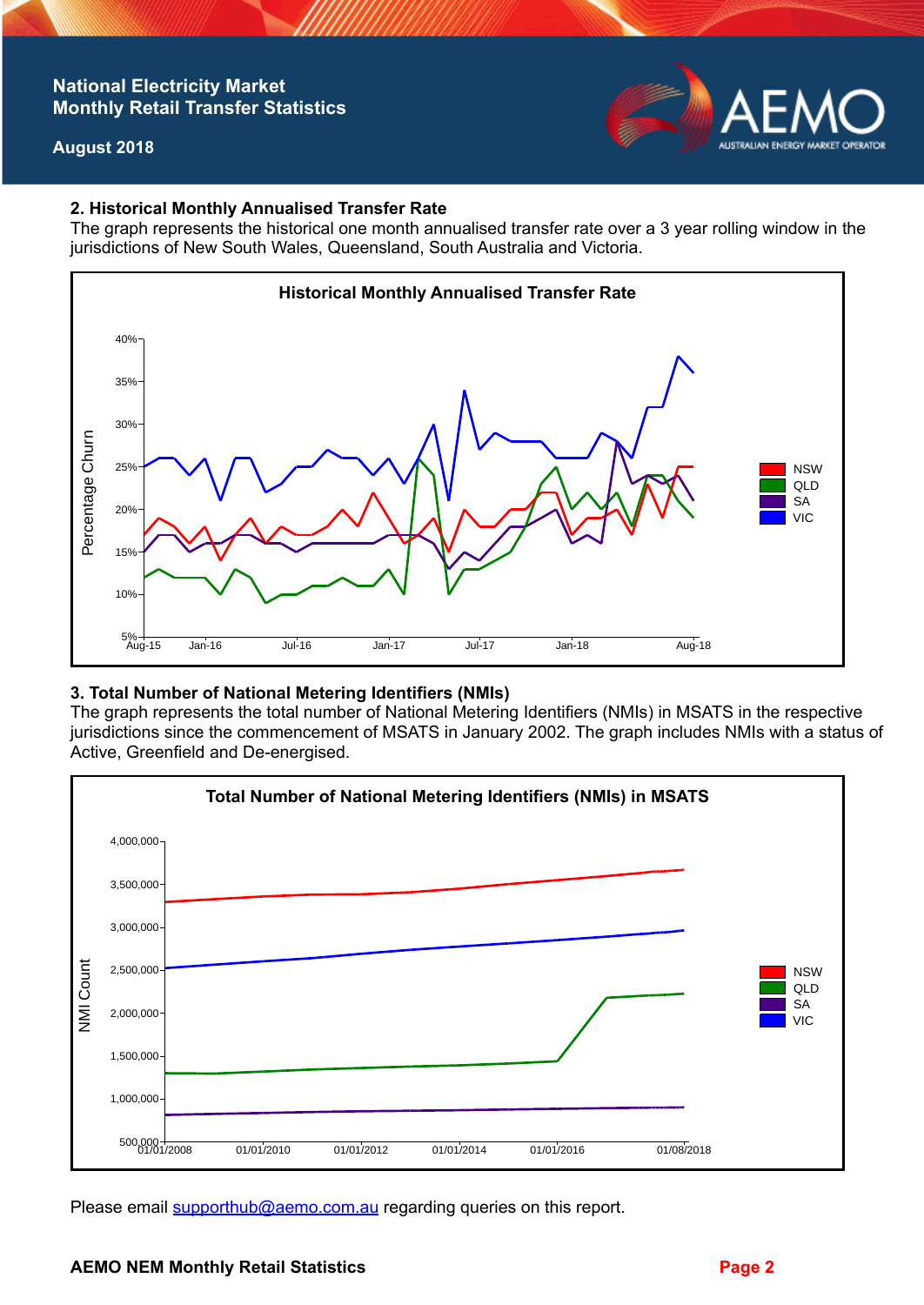National Electricity Market
Monthly Retail Transfer Statistics

August 2018

## 2. Historical Monthly Annualised Transfer Rate

The graph represents the historical one month annualised transfer rate over a 3 year rolling window in the jurisdictions of New South Wales, Queensland, South Australia and Victoria.

Historical Monthly Annualised Transfer Rate

Percentage Churn

40%
35%
30%
25%
20%
15%
10%
5%

Aug-15 Jan-16 Jul-16 Jan-17 Jul-17 Jan-18 Aug-18

NSW
QLD
SA
VIC

## 3. Total Number of National Metering Identifiers (NMIs)

The graph represents the total number of National Metering Identifiers (NMIs) in MSATS in the respective jurisdictions since the commencement of MSATS in January 2002. The graph includes NMIs with a status of Active, Greenfield and De-energised.

Total Number of National Metering Identifiers (NMIs) in MSATS

NMI Count

4,000,000
3,500,000
3,000,000
2,500,000
2,000,000
1,500,000
1,000,000
500,000

01/01/2008 01/01/2010 01/01/2012 01/01/2014 01/01/2016 01/08/2018

NSW
QLD
SA
VIC

Please email supporthub@aemo.com.au regarding queries on this report.

**AEMO NEM Monthly Retail Statistics**